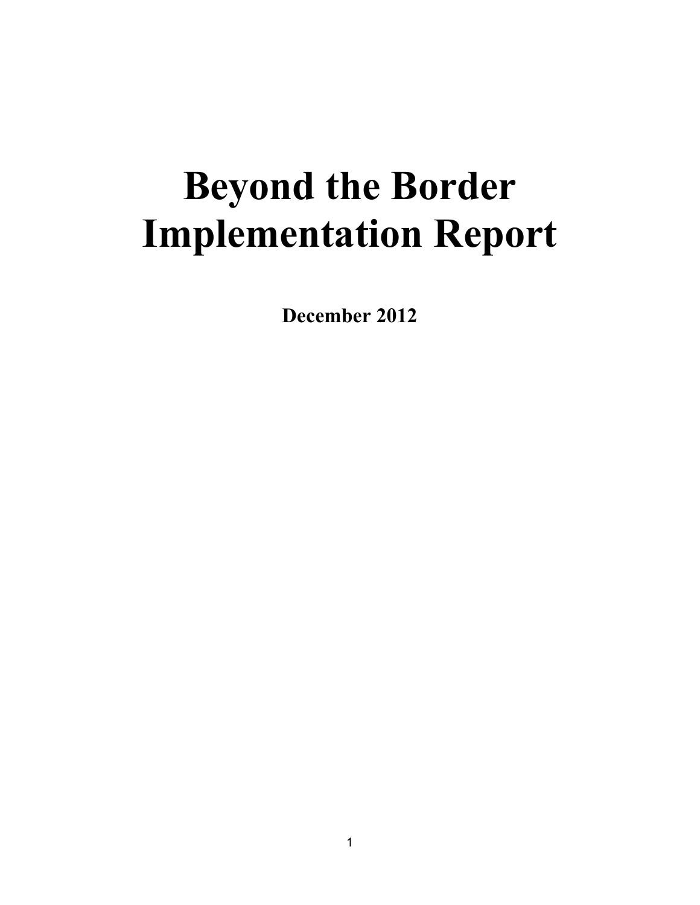# Beyond the Border Implementation Report

**December 2012**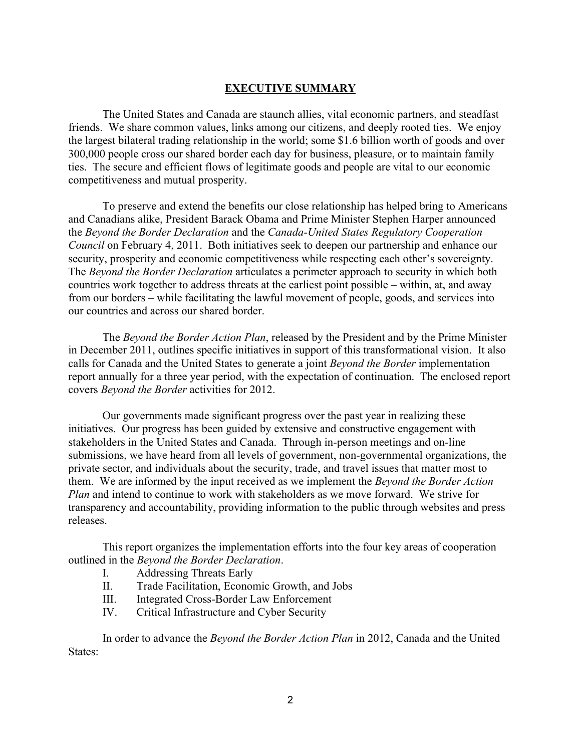## EXECUTIVE SUMMARY

The United States and Canada are staunch allies, vital economic partners, and steadfast friends. We share common values, links among our citizens, and deeply rooted ties. We enjoy the largest bilateral trading relationship in the world; some $1.6 billion worth of goods and over 300,000 people cross our shared border each day for business, pleasure, or to maintain family ties. The secure and efficient flows of legitimate goods and people are vital to our economic competitiveness and mutual prosperity.

To preserve and extend the benefits our close relationship has helped bring to Americans and Canadians alike, President Barack Obama and Prime Minister Stephen Harper announced the *Beyond the Border Declaration* and the *Canada-United States Regulatory Cooperation Council* on February 4, 2011. Both initiatives seek to deepen our partnership and enhance our security, prosperity and economic competitiveness while respecting each other's sovereignty. The *Beyond the Border Declaration* articulates a perimeter approach to security in which both countries work together to address threats at the earliest point possible – within, at, and away from our borders – while facilitating the lawful movement of people, goods, and services into our countries and across our shared border.

The *Beyond the Border Action Plan*, released by the President and by the Prime Minister in December 2011, outlines specific initiatives in support of this transformational vision. It also calls for Canada and the United States to generate a joint *Beyond the Border* implementation report annually for a three year period, with the expectation of continuation. The enclosed report covers *Beyond the Border* activities for 2012.

Our governments made significant progress over the past year in realizing these initiatives. Our progress has been guided by extensive and constructive engagement with stakeholders in the United States and Canada. Through in-person meetings and on-line submissions, we have heard from all levels of government, non-governmental organizations, the private sector, and individuals about the security, trade, and travel issues that matter most to them. We are informed by the input received as we implement the *Beyond the Border Action Plan* and intend to continue to work with stakeholders as we move forward. We strive for transparency and accountability, providing information to the public through websites and press releases.

This report organizes the implementation efforts into the four key areas of cooperation outlined in the *Beyond the Border Declaration*.

I. Addressing Threats Early
II. Trade Facilitation, Economic Growth, and Jobs
III. Integrated Cross-Border Law Enforcement
IV. Critical Infrastructure and Cyber Security

In order to advance the *Beyond the Border Action Plan* in 2012, Canada and the United States: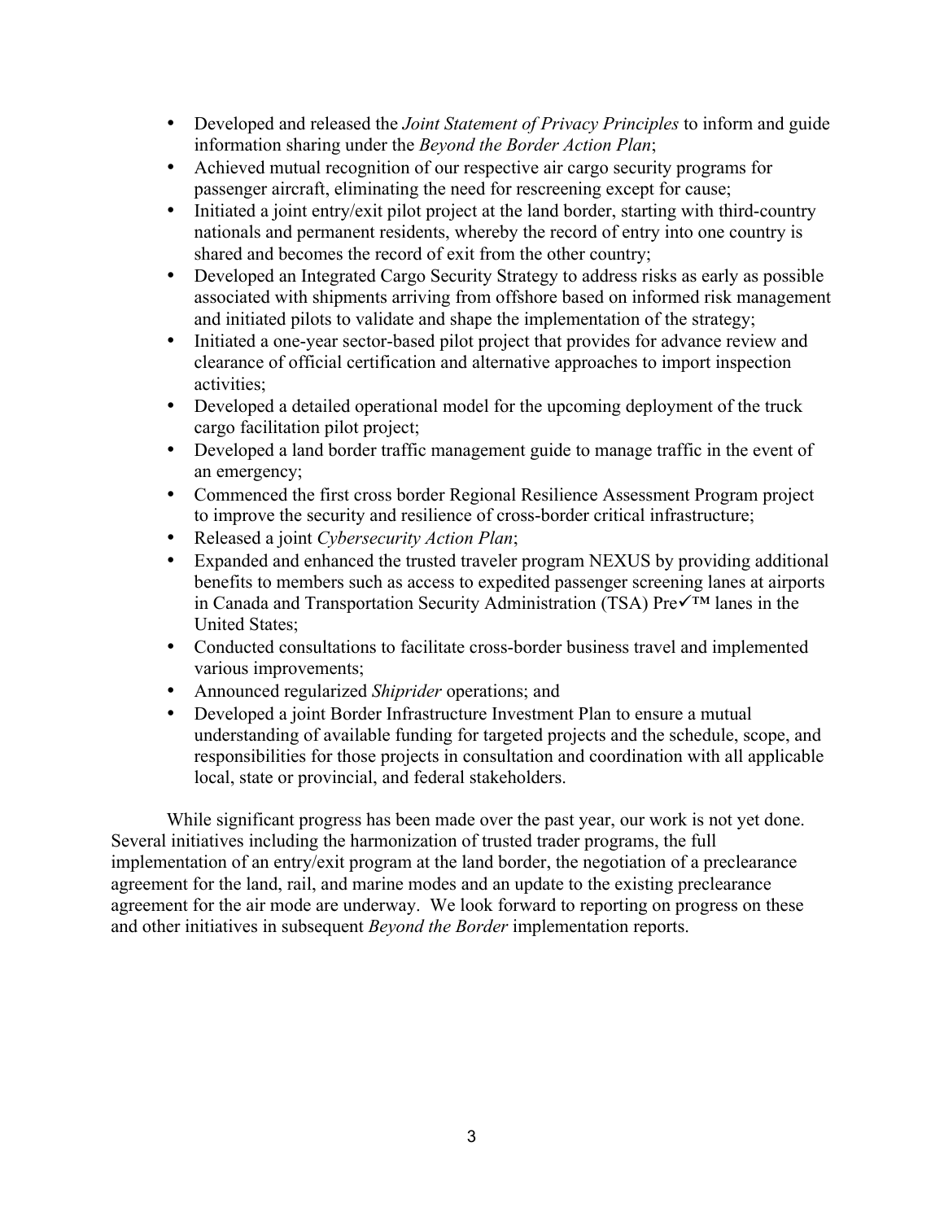- Developed and released the *Joint Statement of Privacy Principles* to inform and guide information sharing under the *Beyond the Border Action Plan*;
- Achieved mutual recognition of our respective air cargo security programs for passenger aircraft, eliminating the need for rescreening except for cause;
- Initiated a joint entry/exit pilot project at the land border, starting with third-country nationals and permanent residents, whereby the record of entry into one country is shared and becomes the record of exit from the other country;
- Developed an Integrated Cargo Security Strategy to address risks as early as possible associated with shipments arriving from offshore based on informed risk management and initiated pilots to validate and shape the implementation of the strategy;
- Initiated a one-year sector-based pilot project that provides for advance review and clearance of official certification and alternative approaches to import inspection activities;
- Developed a detailed operational model for the upcoming deployment of the truck cargo facilitation pilot project;
- Developed a land border traffic management guide to manage traffic in the event of an emergency;
- Commenced the first cross border Regional Resilience Assessment Program project to improve the security and resilience of cross-border critical infrastructure;
- Released a joint *Cybersecurity Action Plan*;
- Expanded and enhanced the trusted traveler program NEXUS by providing additional benefits to members such as access to expedited passenger screening lanes at airports in Canada and Transportation Security Administration (TSA) Pre✓™ lanes in the United States;
- Conducted consultations to facilitate cross-border business travel and implemented various improvements;
- Announced regularized *Shiprider* operations; and
- Developed a joint Border Infrastructure Investment Plan to ensure a mutual understanding of available funding for targeted projects and the schedule, scope, and responsibilities for those projects in consultation and coordination with all applicable local, state or provincial, and federal stakeholders.

While significant progress has been made over the past year, our work is not yet done. Several initiatives including the harmonization of trusted trader programs, the full implementation of an entry/exit program at the land border, the negotiation of a preclearance agreement for the land, rail, and marine modes and an update to the existing preclearance agreement for the air mode are underway. We look forward to reporting on progress on these and other initiatives in subsequent *Beyond the Border* implementation reports.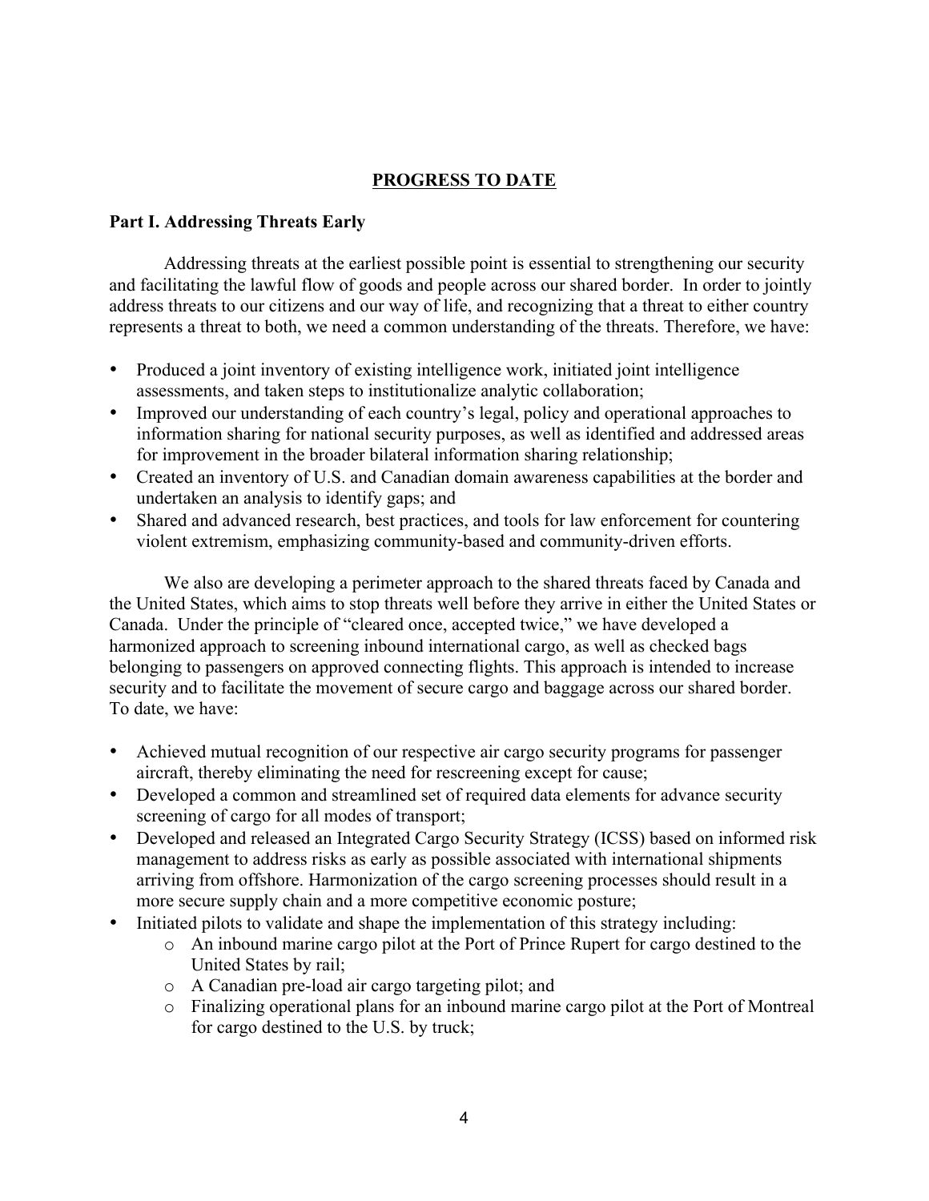## PROGRESS TO DATE

### Part I. Addressing Threats Early

Addressing threats at the earliest possible point is essential to strengthening our security and facilitating the lawful flow of goods and people across our shared border. In order to jointly address threats to our citizens and our way of life, and recognizing that a threat to either country represents a threat to both, we need a common understanding of the threats. Therefore, we have:

- Produced a joint inventory of existing intelligence work, initiated joint intelligence assessments, and taken steps to institutionalize analytic collaboration;
- Improved our understanding of each country's legal, policy and operational approaches to information sharing for national security purposes, as well as identified and addressed areas for improvement in the broader bilateral information sharing relationship;
- Created an inventory of U.S. and Canadian domain awareness capabilities at the border and undertaken an analysis to identify gaps; and
- Shared and advanced research, best practices, and tools for law enforcement for countering violent extremism, emphasizing community-based and community-driven efforts.

We also are developing a perimeter approach to the shared threats faced by Canada and the United States, which aims to stop threats well before they arrive in either the United States or Canada. Under the principle of "cleared once, accepted twice," we have developed a harmonized approach to screening inbound international cargo, as well as checked bags belonging to passengers on approved connecting flights. This approach is intended to increase security and to facilitate the movement of secure cargo and baggage across our shared border. To date, we have:

- Achieved mutual recognition of our respective air cargo security programs for passenger aircraft, thereby eliminating the need for rescreening except for cause;
- Developed a common and streamlined set of required data elements for advance security screening of cargo for all modes of transport;
- Developed and released an Integrated Cargo Security Strategy (ICSS) based on informed risk management to address risks as early as possible associated with international shipments arriving from offshore. Harmonization of the cargo screening processes should result in a more secure supply chain and a more competitive economic posture;
- Initiated pilots to validate and shape the implementation of this strategy including:
  - An inbound marine cargo pilot at the Port of Prince Rupert for cargo destined to the United States by rail;
  - A Canadian pre-load air cargo targeting pilot; and
  - Finalizing operational plans for an inbound marine cargo pilot at the Port of Montreal for cargo destined to the U.S. by truck;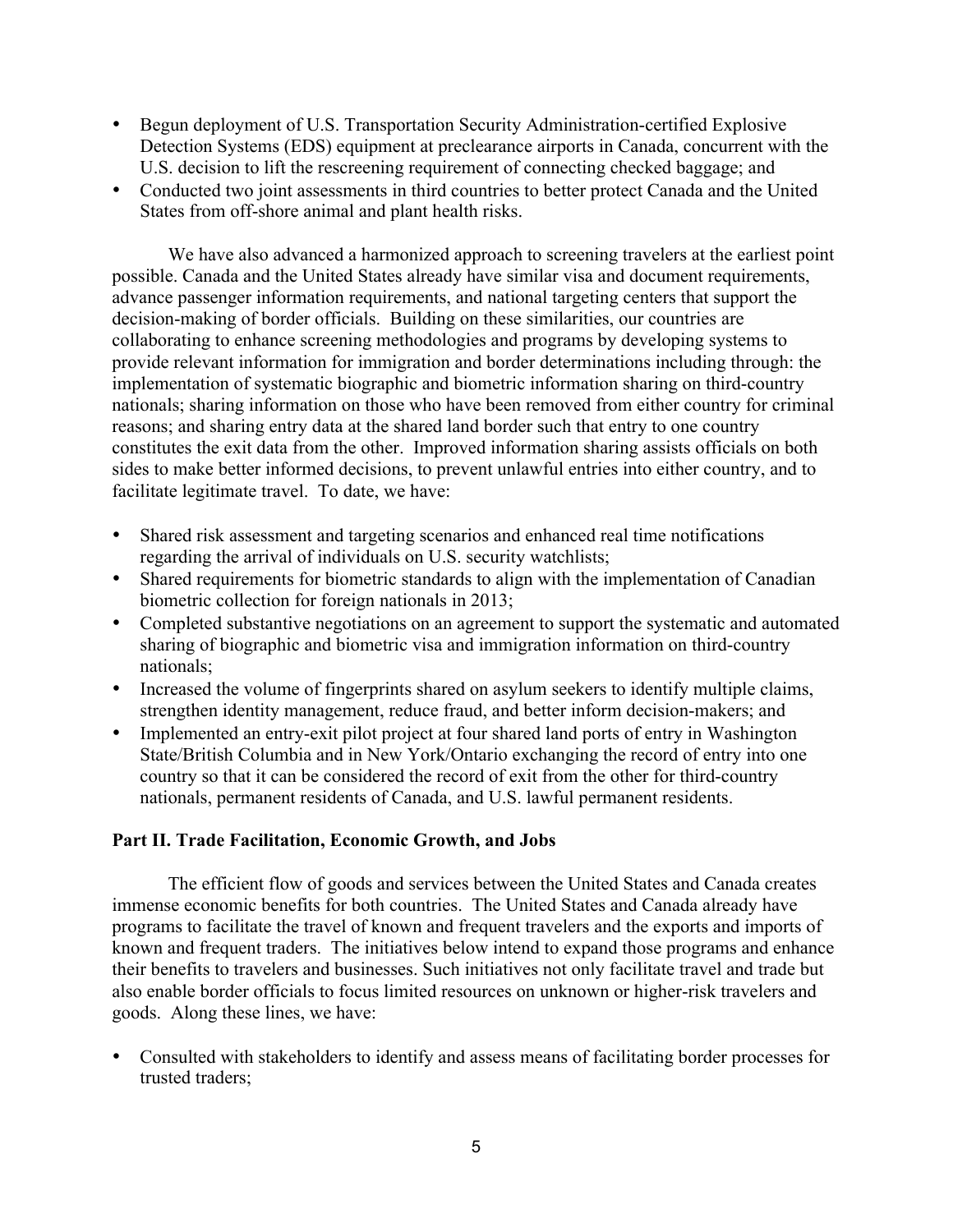- Begun deployment of U.S. Transportation Security Administration-certified Explosive Detection Systems (EDS) equipment at preclearance airports in Canada, concurrent with the U.S. decision to lift the rescreening requirement of connecting checked baggage; and
- Conducted two joint assessments in third countries to better protect Canada and the United States from off-shore animal and plant health risks.

We have also advanced a harmonized approach to screening travelers at the earliest point possible. Canada and the United States already have similar visa and document requirements, advance passenger information requirements, and national targeting centers that support the decision-making of border officials. Building on these similarities, our countries are collaborating to enhance screening methodologies and programs by developing systems to provide relevant information for immigration and border determinations including through: the implementation of systematic biographic and biometric information sharing on third-country nationals; sharing information on those who have been removed from either country for criminal reasons; and sharing entry data at the shared land border such that entry to one country constitutes the exit data from the other. Improved information sharing assists officials on both sides to make better informed decisions, to prevent unlawful entries into either country, and to facilitate legitimate travel. To date, we have:

- Shared risk assessment and targeting scenarios and enhanced real time notifications regarding the arrival of individuals on U.S. security watchlists;
- Shared requirements for biometric standards to align with the implementation of Canadian biometric collection for foreign nationals in 2013;
- Completed substantive negotiations on an agreement to support the systematic and automated sharing of biographic and biometric visa and immigration information on third-country nationals;
- Increased the volume of fingerprints shared on asylum seekers to identify multiple claims, strengthen identity management, reduce fraud, and better inform decision-makers; and
- Implemented an entry-exit pilot project at four shared land ports of entry in Washington State/British Columbia and in New York/Ontario exchanging the record of entry into one country so that it can be considered the record of exit from the other for third-country nationals, permanent residents of Canada, and U.S. lawful permanent residents.

## Part II. Trade Facilitation, Economic Growth, and Jobs

The efficient flow of goods and services between the United States and Canada creates immense economic benefits for both countries. The United States and Canada already have programs to facilitate the travel of known and frequent travelers and the exports and imports of known and frequent traders. The initiatives below intend to expand those programs and enhance their benefits to travelers and businesses. Such initiatives not only facilitate travel and trade but also enable border officials to focus limited resources on unknown or higher-risk travelers and goods. Along these lines, we have:

- Consulted with stakeholders to identify and assess means of facilitating border processes for trusted traders;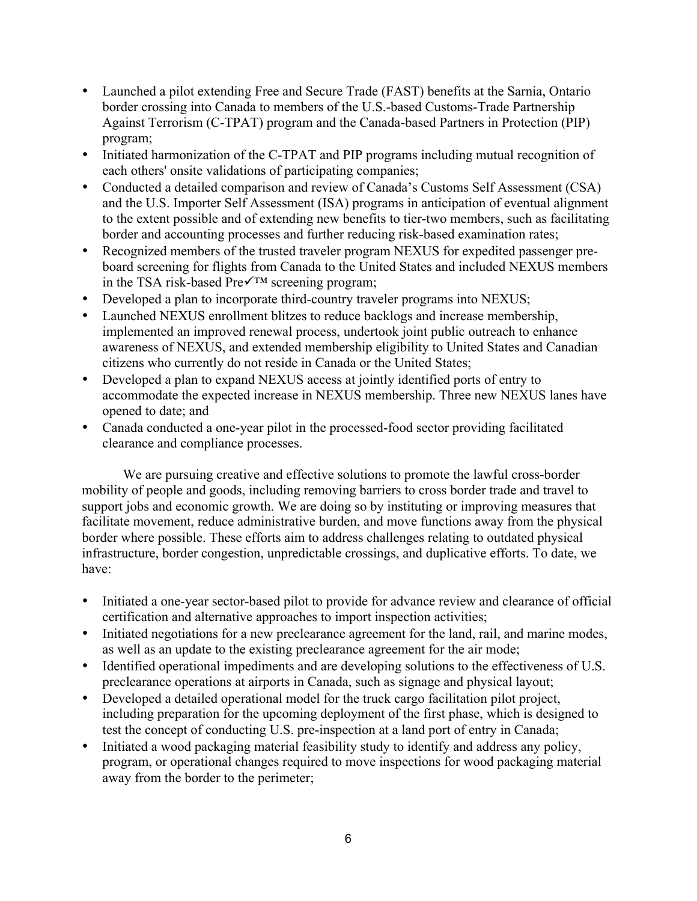- Launched a pilot extending Free and Secure Trade (FAST) benefits at the Sarnia, Ontario border crossing into Canada to members of the U.S.-based Customs-Trade Partnership Against Terrorism (C-TPAT) program and the Canada-based Partners in Protection (PIP) program;
- Initiated harmonization of the C-TPAT and PIP programs including mutual recognition of each others' onsite validations of participating companies;
- Conducted a detailed comparison and review of Canada's Customs Self Assessment (CSA) and the U.S. Importer Self Assessment (ISA) programs in anticipation of eventual alignment to the extent possible and of extending new benefits to tier-two members, such as facilitating border and accounting processes and further reducing risk-based examination rates;
- Recognized members of the trusted traveler program NEXUS for expedited passenger pre-board screening for flights from Canada to the United States and included NEXUS members in the TSA risk-based Pre✓™ screening program;
- Developed a plan to incorporate third-country traveler programs into NEXUS;
- Launched NEXUS enrollment blitzes to reduce backlogs and increase membership, implemented an improved renewal process, undertook joint public outreach to enhance awareness of NEXUS, and extended membership eligibility to United States and Canadian citizens who currently do not reside in Canada or the United States;
- Developed a plan to expand NEXUS access at jointly identified ports of entry to accommodate the expected increase in NEXUS membership. Three new NEXUS lanes have opened to date; and
- Canada conducted a one-year pilot in the processed-food sector providing facilitated clearance and compliance processes.

We are pursuing creative and effective solutions to promote the lawful cross-border mobility of people and goods, including removing barriers to cross border trade and travel to support jobs and economic growth. We are doing so by instituting or improving measures that facilitate movement, reduce administrative burden, and move functions away from the physical border where possible. These efforts aim to address challenges relating to outdated physical infrastructure, border congestion, unpredictable crossings, and duplicative efforts. To date, we have:

- Initiated a one-year sector-based pilot to provide for advance review and clearance of official certification and alternative approaches to import inspection activities;
- Initiated negotiations for a new preclearance agreement for the land, rail, and marine modes, as well as an update to the existing preclearance agreement for the air mode;
- Identified operational impediments and are developing solutions to the effectiveness of U.S. preclearance operations at airports in Canada, such as signage and physical layout;
- Developed a detailed operational model for the truck cargo facilitation pilot project, including preparation for the upcoming deployment of the first phase, which is designed to test the concept of conducting U.S. pre-inspection at a land port of entry in Canada;
- Initiated a wood packaging material feasibility study to identify and address any policy, program, or operational changes required to move inspections for wood packaging material away from the border to the perimeter;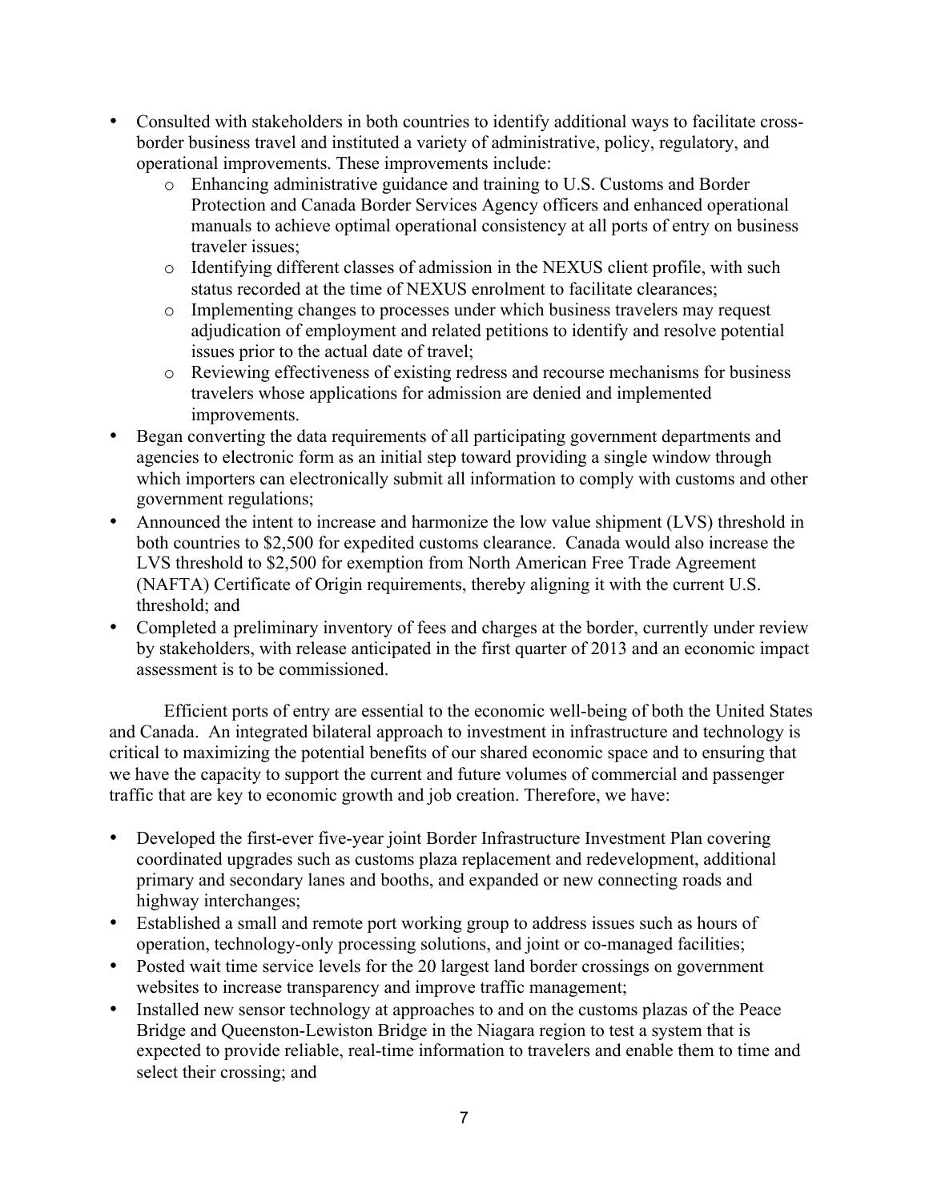- Consulted with stakeholders in both countries to identify additional ways to facilitate cross-border business travel and instituted a variety of administrative, policy, regulatory, and operational improvements. These improvements include:
  - Enhancing administrative guidance and training to U.S. Customs and Border Protection and Canada Border Services Agency officers and enhanced operational manuals to achieve optimal operational consistency at all ports of entry on business traveler issues;
  - Identifying different classes of admission in the NEXUS client profile, with such status recorded at the time of NEXUS enrolment to facilitate clearances;
  - Implementing changes to processes under which business travelers may request adjudication of employment and related petitions to identify and resolve potential issues prior to the actual date of travel;
  - Reviewing effectiveness of existing redress and recourse mechanisms for business travelers whose applications for admission are denied and implemented improvements.
- Began converting the data requirements of all participating government departments and agencies to electronic form as an initial step toward providing a single window through which importers can electronically submit all information to comply with customs and other government regulations;
- Announced the intent to increase and harmonize the low value shipment (LVS) threshold in both countries to $2,500 for expedited customs clearance. Canada would also increase the LVS threshold to $2,500 for exemption from North American Free Trade Agreement (NAFTA) Certificate of Origin requirements, thereby aligning it with the current U.S. threshold; and
- Completed a preliminary inventory of fees and charges at the border, currently under review by stakeholders, with release anticipated in the first quarter of 2013 and an economic impact assessment is to be commissioned.

Efficient ports of entry are essential to the economic well-being of both the United States and Canada. An integrated bilateral approach to investment in infrastructure and technology is critical to maximizing the potential benefits of our shared economic space and to ensuring that we have the capacity to support the current and future volumes of commercial and passenger traffic that are key to economic growth and job creation. Therefore, we have:

- Developed the first-ever five-year joint Border Infrastructure Investment Plan covering coordinated upgrades such as customs plaza replacement and redevelopment, additional primary and secondary lanes and booths, and expanded or new connecting roads and highway interchanges;
- Established a small and remote port working group to address issues such as hours of operation, technology-only processing solutions, and joint or co-managed facilities;
- Posted wait time service levels for the 20 largest land border crossings on government websites to increase transparency and improve traffic management;
- Installed new sensor technology at approaches to and on the customs plazas of the Peace Bridge and Queenston-Lewiston Bridge in the Niagara region to test a system that is expected to provide reliable, real-time information to travelers and enable them to time and select their crossing; and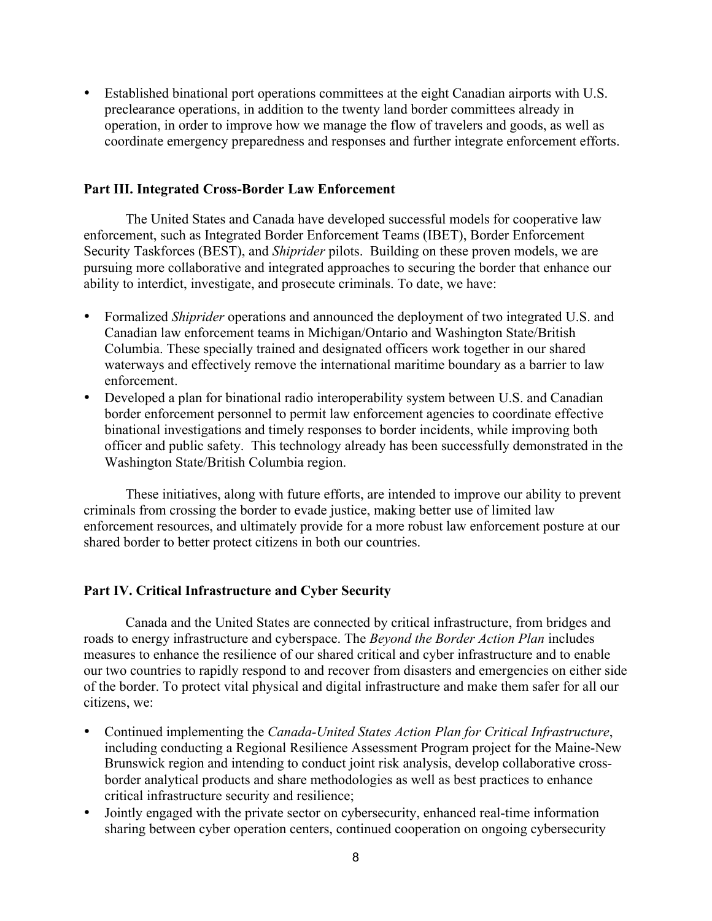- Established binational port operations committees at the eight Canadian airports with U.S. preclearance operations, in addition to the twenty land border committees already in operation, in order to improve how we manage the flow of travelers and goods, as well as coordinate emergency preparedness and responses and further integrate enforcement efforts.

### Part III. Integrated Cross-Border Law Enforcement

The United States and Canada have developed successful models for cooperative law enforcement, such as Integrated Border Enforcement Teams (IBET), Border Enforcement Security Taskforces (BEST), and *Shiprider* pilots. Building on these proven models, we are pursuing more collaborative and integrated approaches to securing the border that enhance our ability to interdict, investigate, and prosecute criminals. To date, we have:

- Formalized *Shiprider* operations and announced the deployment of two integrated U.S. and Canadian law enforcement teams in Michigan/Ontario and Washington State/British Columbia. These specially trained and designated officers work together in our shared waterways and effectively remove the international maritime boundary as a barrier to law enforcement.
- Developed a plan for binational radio interoperability system between U.S. and Canadian border enforcement personnel to permit law enforcement agencies to coordinate effective binational investigations and timely responses to border incidents, while improving both officer and public safety. This technology already has been successfully demonstrated in the Washington State/British Columbia region.

These initiatives, along with future efforts, are intended to improve our ability to prevent criminals from crossing the border to evade justice, making better use of limited law enforcement resources, and ultimately provide for a more robust law enforcement posture at our shared border to better protect citizens in both our countries.

### Part IV. Critical Infrastructure and Cyber Security

Canada and the United States are connected by critical infrastructure, from bridges and roads to energy infrastructure and cyberspace. The *Beyond the Border Action Plan* includes measures to enhance the resilience of our shared critical and cyber infrastructure and to enable our two countries to rapidly respond to and recover from disasters and emergencies on either side of the border. To protect vital physical and digital infrastructure and make them safer for all our citizens, we:

- Continued implementing the *Canada-United States Action Plan for Critical Infrastructure*, including conducting a Regional Resilience Assessment Program project for the Maine-New Brunswick region and intending to conduct joint risk analysis, develop collaborative cross-border analytical products and share methodologies as well as best practices to enhance critical infrastructure security and resilience;
- Jointly engaged with the private sector on cybersecurity, enhanced real-time information sharing between cyber operation centers, continued cooperation on ongoing cybersecurity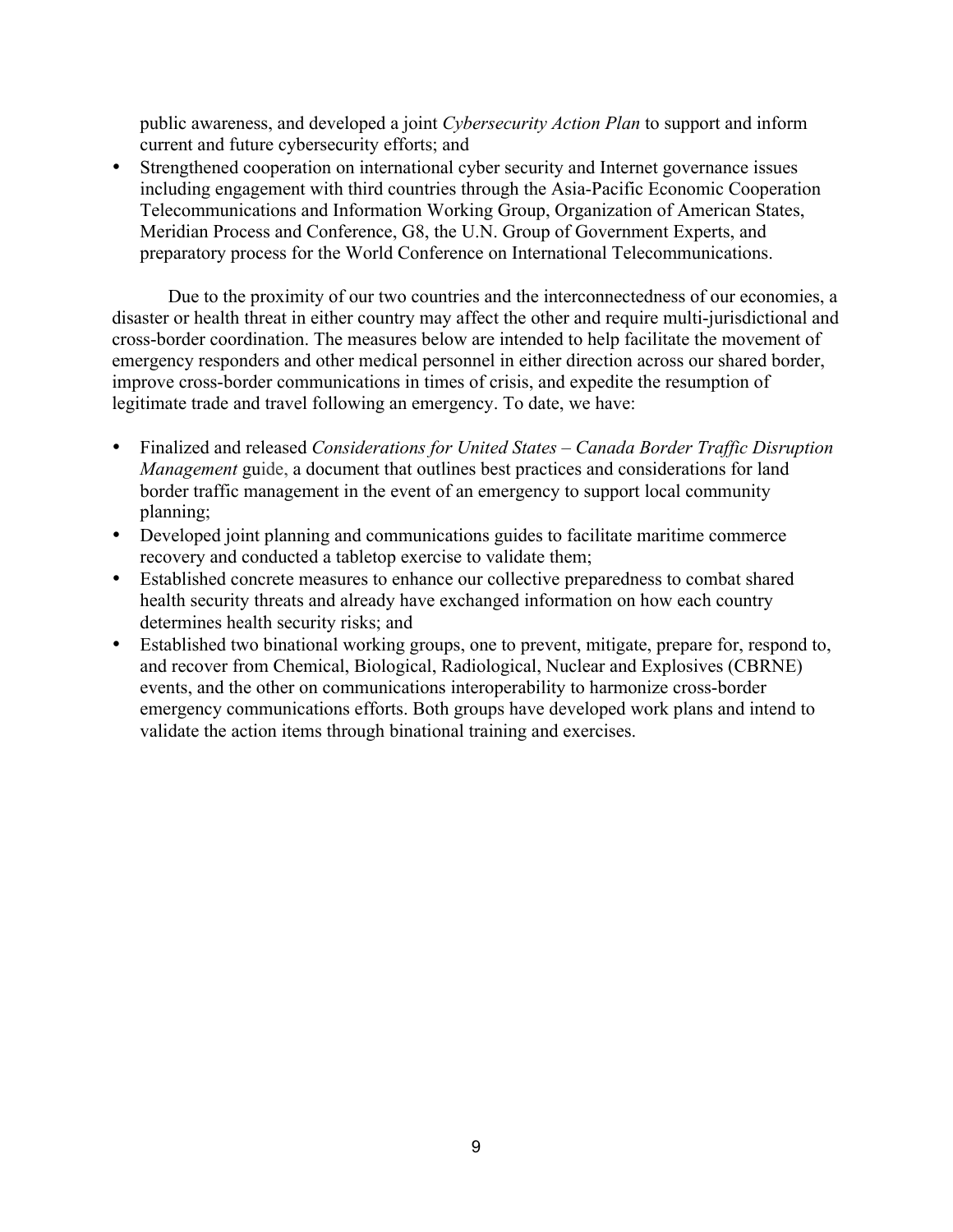public awareness, and developed a joint *Cybersecurity Action Plan* to support and inform current and future cybersecurity efforts; and

- Strengthened cooperation on international cyber security and Internet governance issues including engagement with third countries through the Asia-Pacific Economic Cooperation Telecommunications and Information Working Group, Organization of American States, Meridian Process and Conference, G8, the U.N. Group of Government Experts, and preparatory process for the World Conference on International Telecommunications.

Due to the proximity of our two countries and the interconnectedness of our economies, a disaster or health threat in either country may affect the other and require multi-jurisdictional and cross-border coordination. The measures below are intended to help facilitate the movement of emergency responders and other medical personnel in either direction across our shared border, improve cross-border communications in times of crisis, and expedite the resumption of legitimate trade and travel following an emergency. To date, we have:

- Finalized and released *Considerations for United States – Canada Border Traffic Disruption Management* guide, a document that outlines best practices and considerations for land border traffic management in the event of an emergency to support local community planning;
- Developed joint planning and communications guides to facilitate maritime commerce recovery and conducted a tabletop exercise to validate them;
- Established concrete measures to enhance our collective preparedness to combat shared health security threats and already have exchanged information on how each country determines health security risks; and
- Established two binational working groups, one to prevent, mitigate, prepare for, respond to, and recover from Chemical, Biological, Radiological, Nuclear and Explosives (CBRNE) events, and the other on communications interoperability to harmonize cross-border emergency communications efforts. Both groups have developed work plans and intend to validate the action items through binational training and exercises.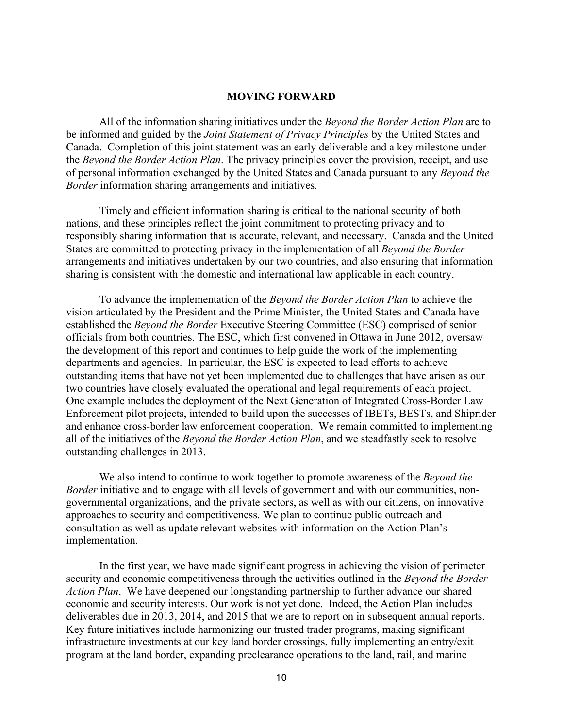## MOVING FORWARD

All of the information sharing initiatives under the *Beyond the Border Action Plan* are to be informed and guided by the *Joint Statement of Privacy Principles* by the United States and Canada. Completion of this joint statement was an early deliverable and a key milestone under the *Beyond the Border Action Plan*. The privacy principles cover the provision, receipt, and use of personal information exchanged by the United States and Canada pursuant to any *Beyond the Border* information sharing arrangements and initiatives.

Timely and efficient information sharing is critical to the national security of both nations, and these principles reflect the joint commitment to protecting privacy and to responsibly sharing information that is accurate, relevant, and necessary. Canada and the United States are committed to protecting privacy in the implementation of all *Beyond the Border* arrangements and initiatives undertaken by our two countries, and also ensuring that information sharing is consistent with the domestic and international law applicable in each country.

To advance the implementation of the *Beyond the Border Action Plan* to achieve the vision articulated by the President and the Prime Minister, the United States and Canada have established the *Beyond the Border* Executive Steering Committee (ESC) comprised of senior officials from both countries. The ESC, which first convened in Ottawa in June 2012, oversaw the development of this report and continues to help guide the work of the implementing departments and agencies. In particular, the ESC is expected to lead efforts to achieve outstanding items that have not yet been implemented due to challenges that have arisen as our two countries have closely evaluated the operational and legal requirements of each project. One example includes the deployment of the Next Generation of Integrated Cross-Border Law Enforcement pilot projects, intended to build upon the successes of IBETs, BESTs, and Shiprider and enhance cross-border law enforcement cooperation. We remain committed to implementing all of the initiatives of the *Beyond the Border Action Plan*, and we steadfastly seek to resolve outstanding challenges in 2013.

We also intend to continue to work together to promote awareness of the *Beyond the Border* initiative and to engage with all levels of government and with our communities, non-governmental organizations, and the private sectors, as well as with our citizens, on innovative approaches to security and competitiveness. We plan to continue public outreach and consultation as well as update relevant websites with information on the Action Plan's implementation.

In the first year, we have made significant progress in achieving the vision of perimeter security and economic competitiveness through the activities outlined in the *Beyond the Border Action Plan*. We have deepened our longstanding partnership to further advance our shared economic and security interests. Our work is not yet done. Indeed, the Action Plan includes deliverables due in 2013, 2014, and 2015 that we are to report on in subsequent annual reports. Key future initiatives include harmonizing our trusted trader programs, making significant infrastructure investments at our key land border crossings, fully implementing an entry/exit program at the land border, expanding preclearance operations to the land, rail, and marine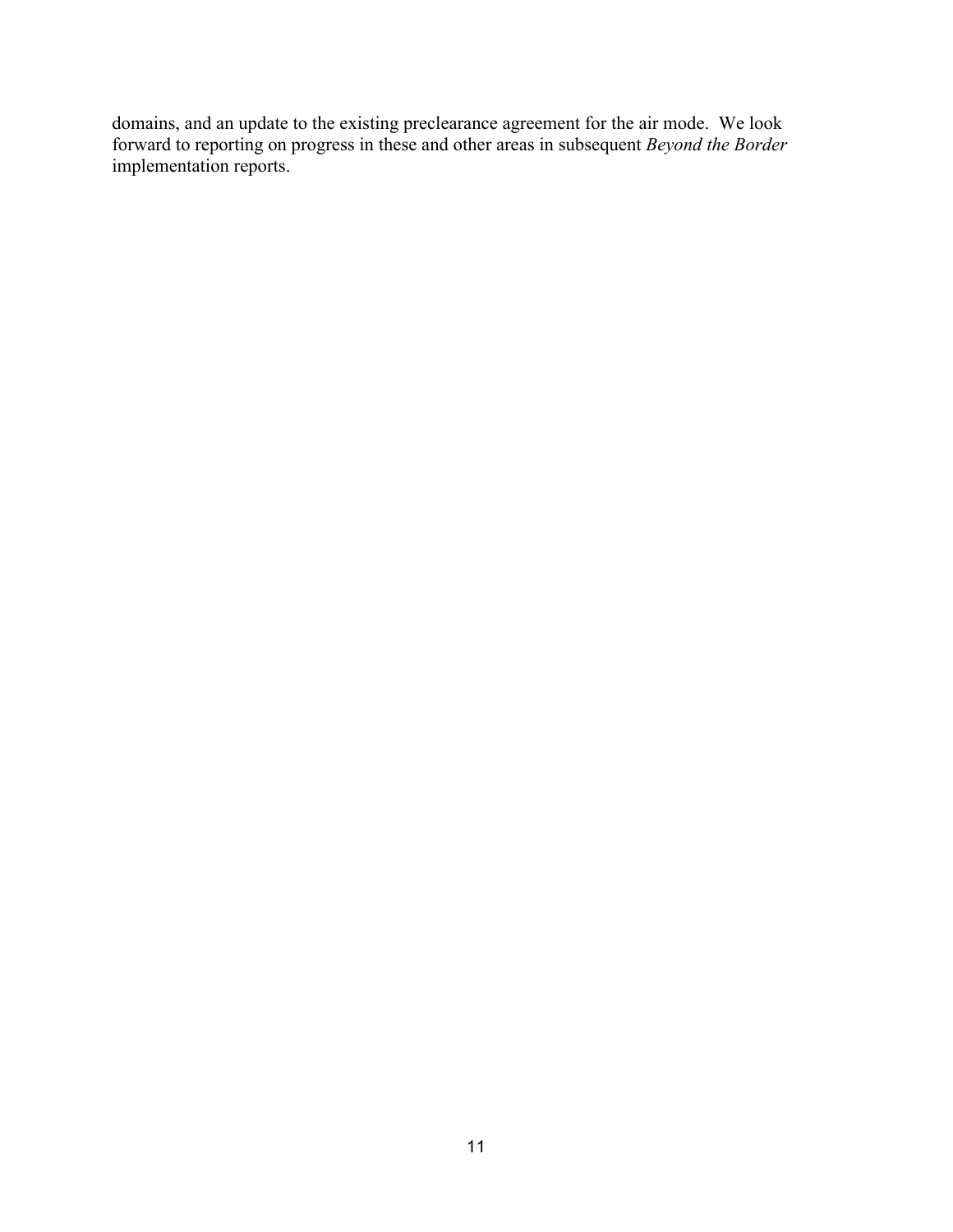domains, and an update to the existing preclearance agreement for the air mode. We look forward to reporting on progress in these and other areas in subsequent *Beyond the Border* implementation reports.